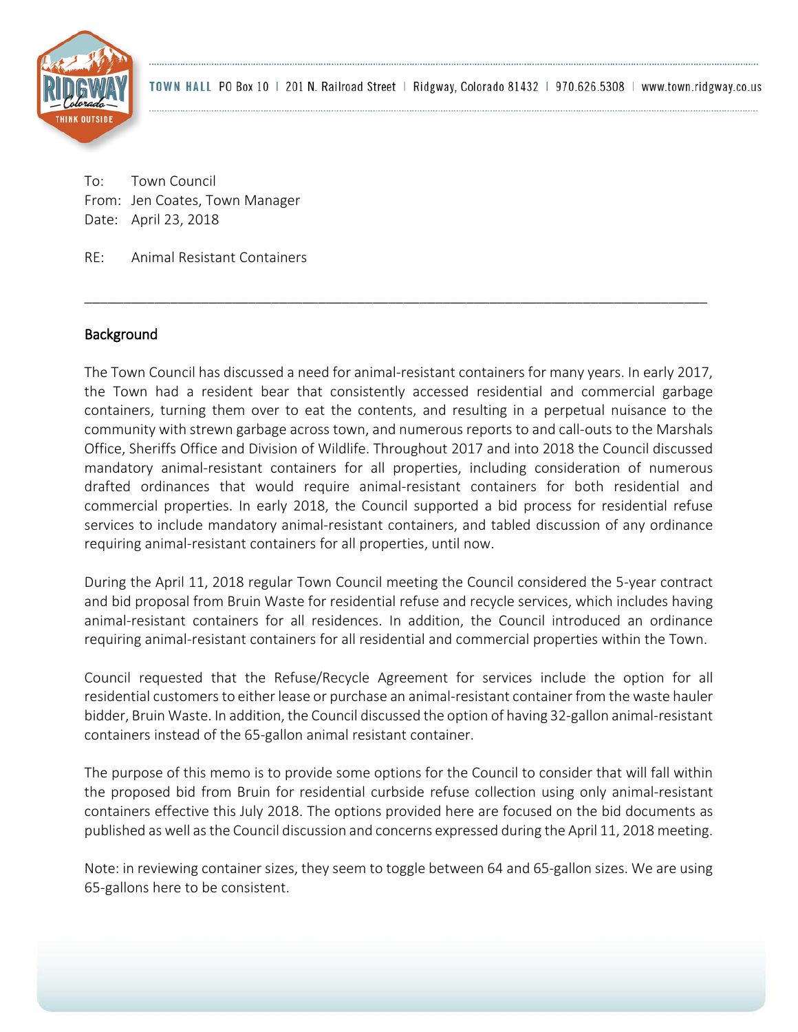TOWN HALL PO Box 10 | 201 N. Railroad Street | Ridgway, Colorado 81432 | 970.626.5308 | www.town.ridgway.co.us

To: Town Council
From: Jen Coates, Town Manager
Date: April 23, 2018

RE: Animal Resistant Containers

---

## Background

The Town Council has discussed a need for animal-resistant containers for many years. In early 2017, the Town had a resident bear that consistently accessed residential and commercial garbage containers, turning them over to eat the contents, and resulting in a perpetual nuisance to the community with strewn garbage across town, and numerous reports to and call-outs to the Marshals Office, Sheriffs Office and Division of Wildlife. Throughout 2017 and into 2018 the Council discussed mandatory animal-resistant containers for all properties, including consideration of numerous drafted ordinances that would require animal-resistant containers for both residential and commercial properties. In early 2018, the Council supported a bid process for residential refuse services to include mandatory animal-resistant containers, and tabled discussion of any ordinance requiring animal-resistant containers for all properties, until now.

During the April 11, 2018 regular Town Council meeting the Council considered the 5-year contract and bid proposal from Bruin Waste for residential refuse and recycle services, which includes having animal-resistant containers for all residences. In addition, the Council introduced an ordinance requiring animal-resistant containers for all residential and commercial properties within the Town.

Council requested that the Refuse/Recycle Agreement for services include the option for all residential customers to either lease or purchase an animal-resistant container from the waste hauler bidder, Bruin Waste. In addition, the Council discussed the option of having 32-gallon animal-resistant containers instead of the 65-gallon animal resistant container.

The purpose of this memo is to provide some options for the Council to consider that will fall within the proposed bid from Bruin for residential curbside refuse collection using only animal-resistant containers effective this July 2018. The options provided here are focused on the bid documents as published as well as the Council discussion and concerns expressed during the April 11, 2018 meeting.

Note: in reviewing container sizes, they seem to toggle between 64 and 65-gallon sizes. We are using 65-gallons here to be consistent.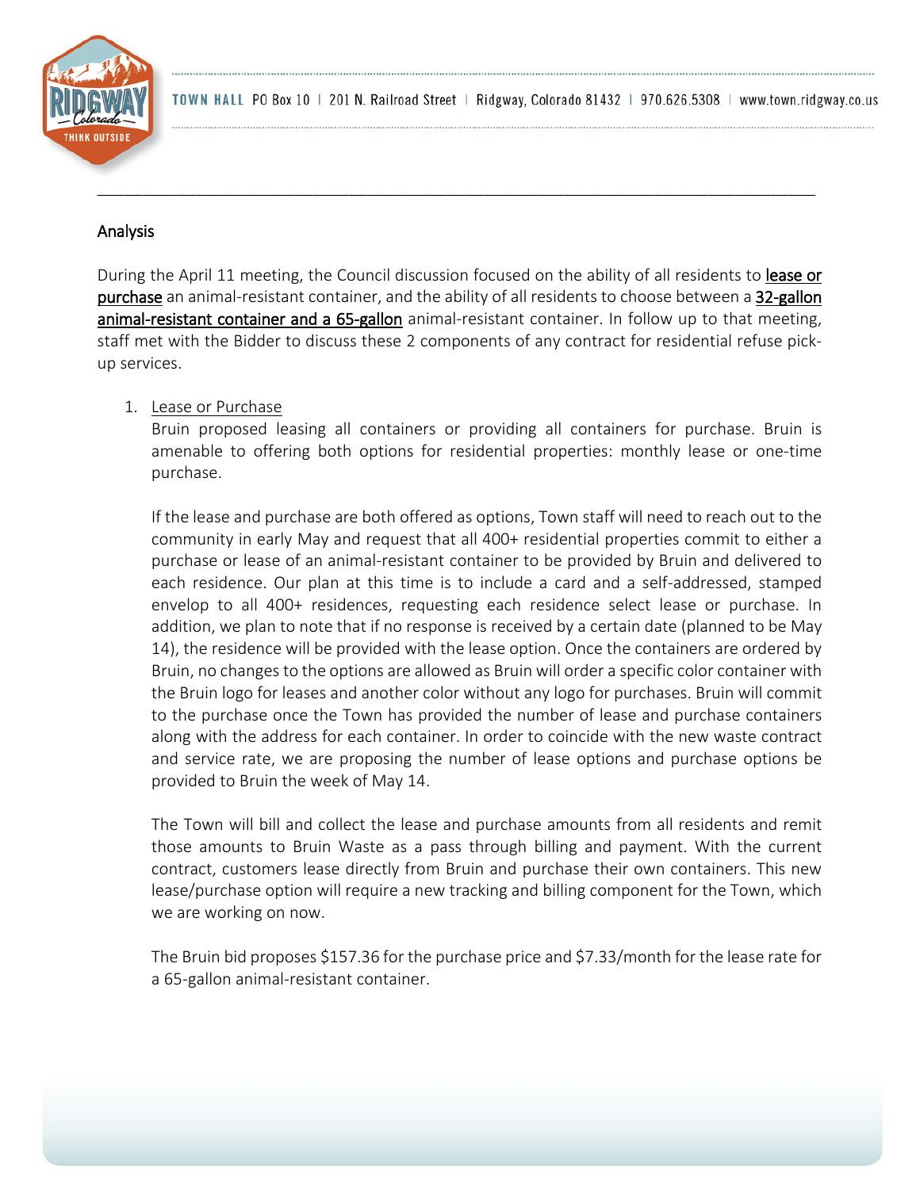## Analysis

During the April 11 meeting, the Council discussion focused on the ability of all residents to lease or purchase an animal-resistant container, and the ability of all residents to choose between a 32-gallon animal-resistant container and a 65-gallon animal-resistant container. In follow up to that meeting, staff met with the Bidder to discuss these 2 components of any contract for residential refuse pick-up services.

1. Lease or Purchase

   Bruin proposed leasing all containers or providing all containers for purchase. Bruin is amenable to offering both options for residential properties: monthly lease or one-time purchase.

   If the lease and purchase are both offered as options, Town staff will need to reach out to the community in early May and request that all 400+ residential properties commit to either a purchase or lease of an animal-resistant container to be provided by Bruin and delivered to each residence. Our plan at this time is to include a card and a self-addressed, stamped envelop to all 400+ residences, requesting each residence select lease or purchase. In addition, we plan to note that if no response is received by a certain date (planned to be May 14), the residence will be provided with the lease option. Once the containers are ordered by Bruin, no changes to the options are allowed as Bruin will order a specific color container with the Bruin logo for leases and another color without any logo for purchases. Bruin will commit to the purchase once the Town has provided the number of lease and purchase containers along with the address for each container. In order to coincide with the new waste contract and service rate, we are proposing the number of lease options and purchase options be provided to Bruin the week of May 14.

   The Town will bill and collect the lease and purchase amounts from all residents and remit those amounts to Bruin Waste as a pass through billing and payment. With the current contract, customers lease directly from Bruin and purchase their own containers. This new lease/purchase option will require a new tracking and billing component for the Town, which we are working on now.

   The Bruin bid proposes $157.36 for the purchase price and $7.33/month for the lease rate for a 65-gallon animal-resistant container.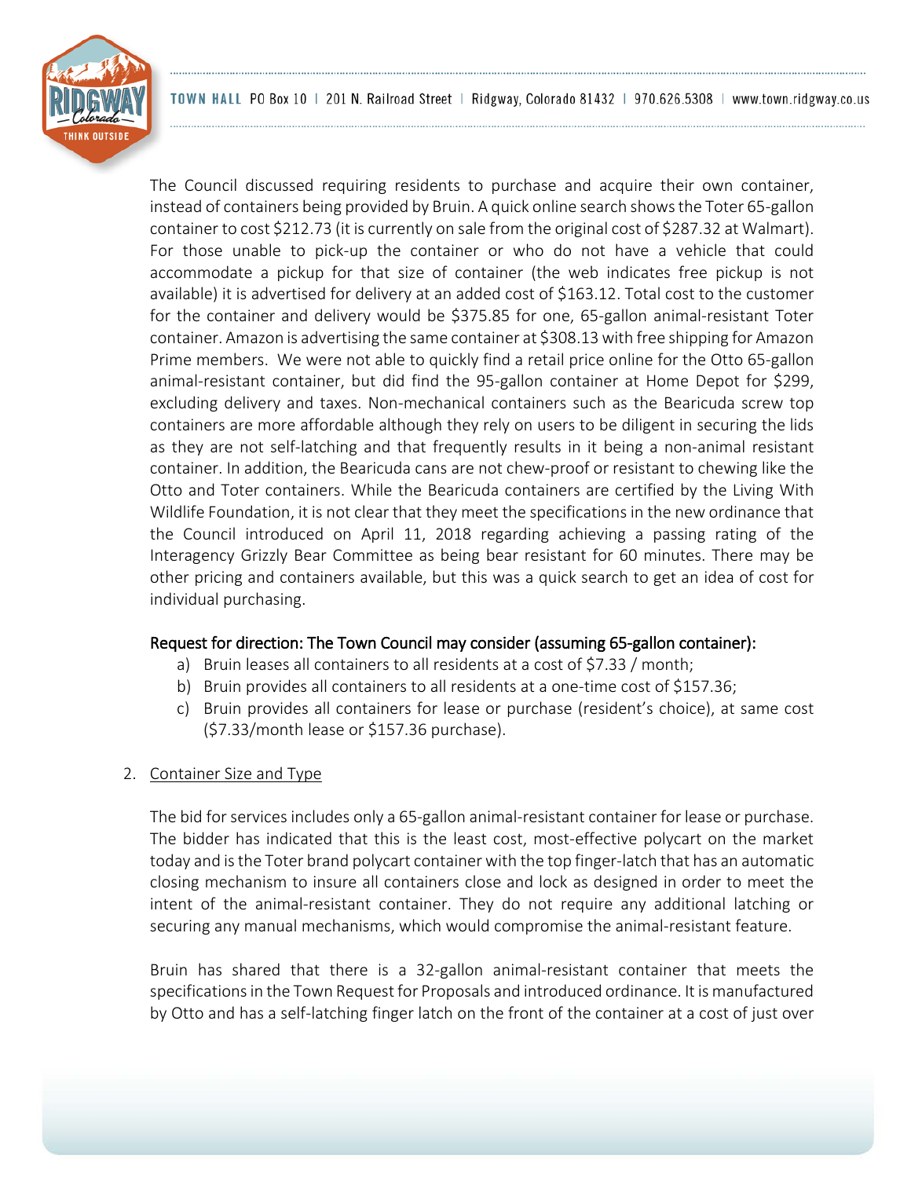The Council discussed requiring residents to purchase and acquire their own container, instead of containers being provided by Bruin. A quick online search shows the Toter 65-gallon container to cost $212.73 (it is currently on sale from the original cost of $287.32 at Walmart). For those unable to pick-up the container or who do not have a vehicle that could accommodate a pickup for that size of container (the web indicates free pickup is not available) it is advertised for delivery at an added cost of $163.12. Total cost to the customer for the container and delivery would be $375.85 for one, 65-gallon animal-resistant Toter container. Amazon is advertising the same container at $308.13 with free shipping for Amazon Prime members. We were not able to quickly find a retail price online for the Otto 65-gallon animal-resistant container, but did find the 95-gallon container at Home Depot for $299, excluding delivery and taxes. Non-mechanical containers such as the Bearicuda screw top containers are more affordable although they rely on users to be diligent in securing the lids as they are not self-latching and that frequently results in it being a non-animal resistant container. In addition, the Bearicuda cans are not chew-proof or resistant to chewing like the Otto and Toter containers. While the Bearicuda containers are certified by the Living With Wildlife Foundation, it is not clear that they meet the specifications in the new ordinance that the Council introduced on April 11, 2018 regarding achieving a passing rating of the Interagency Grizzly Bear Committee as being bear resistant for 60 minutes. There may be other pricing and containers available, but this was a quick search to get an idea of cost for individual purchasing.

**Request for direction: The Town Council may consider (assuming 65-gallon container):**

a) Bruin leases all containers to all residents at a cost of $7.33 / month;
b) Bruin provides all containers to all residents at a one-time cost of $157.36;
c) Bruin provides all containers for lease or purchase (resident's choice), at same cost ($7.33/month lease or $157.36 purchase).

2. Container Size and Type

The bid for services includes only a 65-gallon animal-resistant container for lease or purchase. The bidder has indicated that this is the least cost, most-effective polycart on the market today and is the Toter brand polycart container with the top finger-latch that has an automatic closing mechanism to insure all containers close and lock as designed in order to meet the intent of the animal-resistant container. They do not require any additional latching or securing any manual mechanisms, which would compromise the animal-resistant feature.

Bruin has shared that there is a 32-gallon animal-resistant container that meets the specifications in the Town Request for Proposals and introduced ordinance. It is manufactured by Otto and has a self-latching finger latch on the front of the container at a cost of just over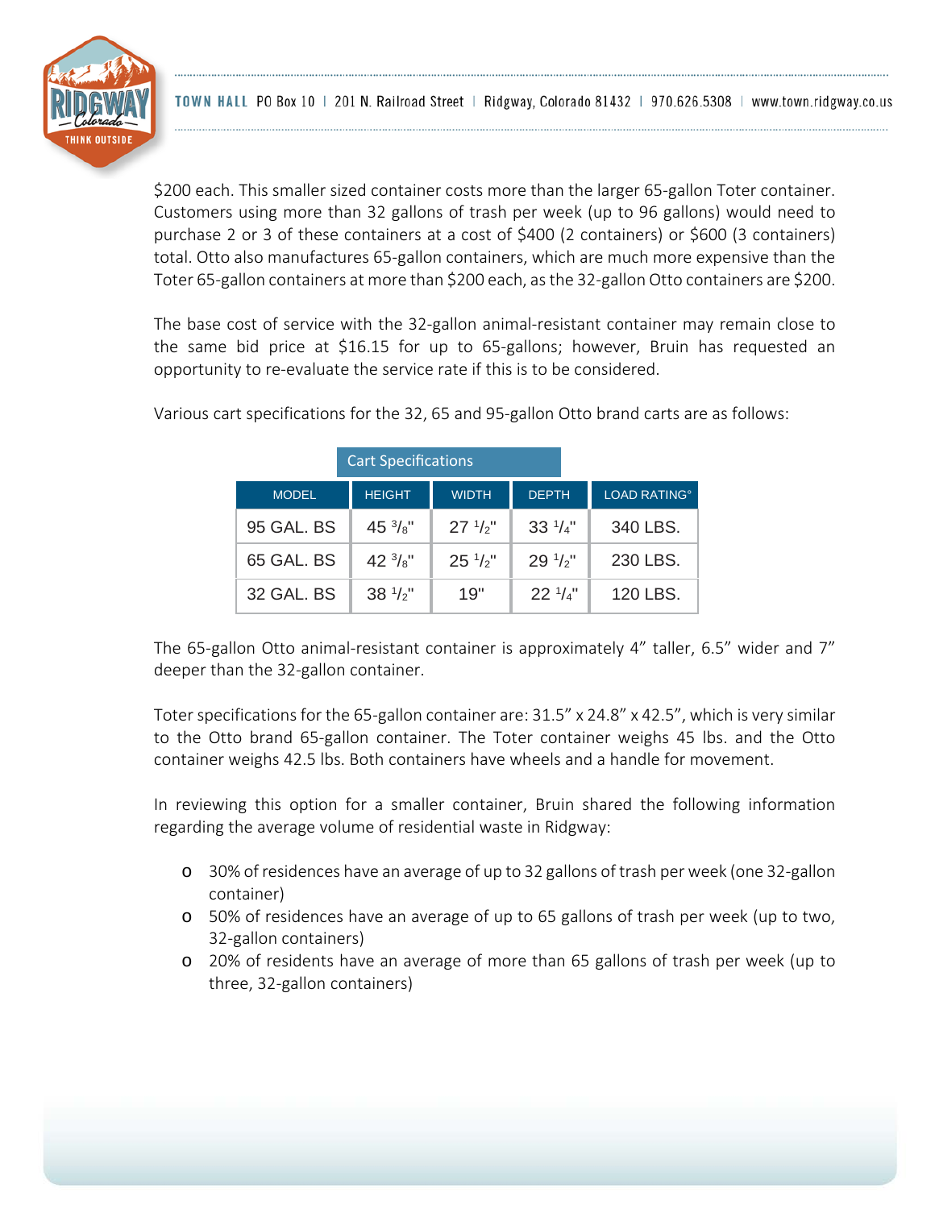$200 each. This smaller sized container costs more than the larger 65-gallon Toter container. Customers using more than 32 gallons of trash per week (up to 96 gallons) would need to purchase 2 or 3 of these containers at a cost of $400 (2 containers) or $600 (3 containers) total. Otto also manufactures 65-gallon containers, which are much more expensive than the Toter 65-gallon containers at more than $200 each, as the 32-gallon Otto containers are $200.

The base cost of service with the 32-gallon animal-resistant container may remain close to the same bid price at $16.15 for up to 65-gallons; however, Bruin has requested an opportunity to re-evaluate the service rate if this is to be considered.

Various cart specifications for the 32, 65 and 95-gallon Otto brand carts are as follows:

**Cart Specifications**

| MODEL | HEIGHT | WIDTH | DEPTH | LOAD RATING° |
|---|---|---|---|---|
| 95 GAL. BS | 45 3/8" | 27 1/2" | 33 1/4" | 340 LBS. |
| 65 GAL. BS | 42 3/8" | 25 1/2" | 29 1/2" | 230 LBS. |
| 32 GAL. BS | 38 1/2" | 19" | 22 1/4" | 120 LBS. |

The 65-gallon Otto animal-resistant container is approximately 4" taller, 6.5" wider and 7" deeper than the 32-gallon container.

Toter specifications for the 65-gallon container are: 31.5" x 24.8" x 42.5", which is very similar to the Otto brand 65-gallon container. The Toter container weighs 45 lbs. and the Otto container weighs 42.5 lbs. Both containers have wheels and a handle for movement.

In reviewing this option for a smaller container, Bruin shared the following information regarding the average volume of residential waste in Ridgway:

- 30% of residences have an average of up to 32 gallons of trash per week (one 32-gallon container)
- 50% of residences have an average of up to 65 gallons of trash per week (up to two, 32-gallon containers)
- 20% of residents have an average of more than 65 gallons of trash per week (up to three, 32-gallon containers)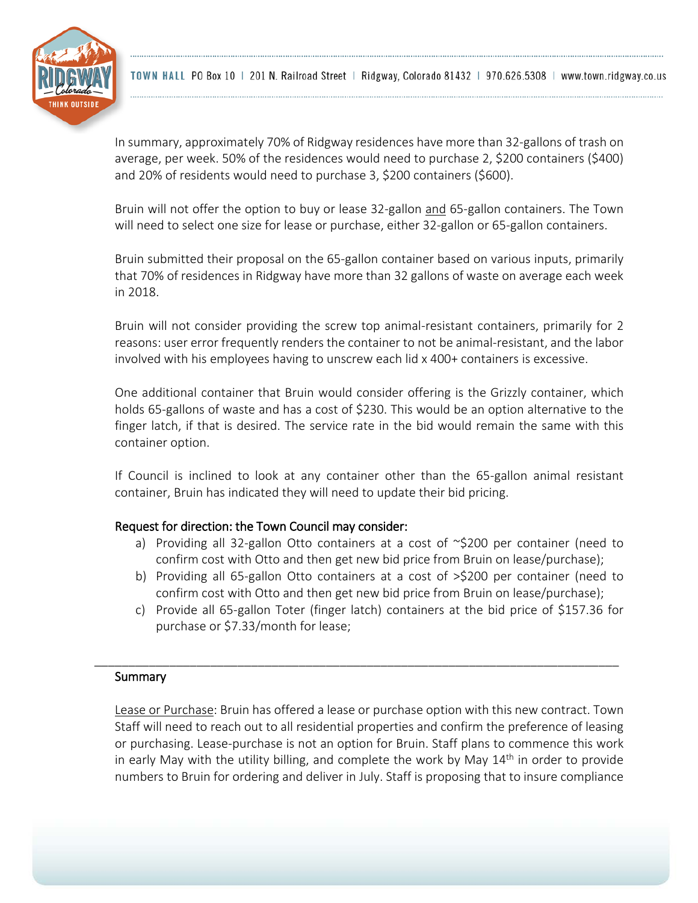In summary, approximately 70% of Ridgway residences have more than 32-gallons of trash on average, per week. 50% of the residences would need to purchase 2, $200 containers ($400) and 20% of residents would need to purchase 3, $200 containers ($600).

Bruin will not offer the option to buy or lease 32-gallon and 65-gallon containers. The Town will need to select one size for lease or purchase, either 32-gallon or 65-gallon containers.

Bruin submitted their proposal on the 65-gallon container based on various inputs, primarily that 70% of residences in Ridgway have more than 32 gallons of waste on average each week in 2018.

Bruin will not consider providing the screw top animal-resistant containers, primarily for 2 reasons: user error frequently renders the container to not be animal-resistant, and the labor involved with his employees having to unscrew each lid x 400+ containers is excessive.

One additional container that Bruin would consider offering is the Grizzly container, which holds 65-gallons of waste and has a cost of $230. This would be an option alternative to the finger latch, if that is desired. The service rate in the bid would remain the same with this container option.

If Council is inclined to look at any container other than the 65-gallon animal resistant container, Bruin has indicated they will need to update their bid pricing.

**Request for direction: the Town Council may consider:**

a) Providing all 32-gallon Otto containers at a cost of ~$200 per container (need to confirm cost with Otto and then get new bid price from Bruin on lease/purchase);
b) Providing all 65-gallon Otto containers at a cost of >$200 per container (need to confirm cost with Otto and then get new bid price from Bruin on lease/purchase);
c) Provide all 65-gallon Toter (finger latch) containers at the bid price of $157.36 for purchase or $7.33/month for lease;

---

## Summary

Lease or Purchase: Bruin has offered a lease or purchase option with this new contract. Town Staff will need to reach out to all residential properties and confirm the preference of leasing or purchasing. Lease-purchase is not an option for Bruin. Staff plans to commence this work in early May with the utility billing, and complete the work by May 14th in order to provide numbers to Bruin for ordering and deliver in July. Staff is proposing that to insure compliance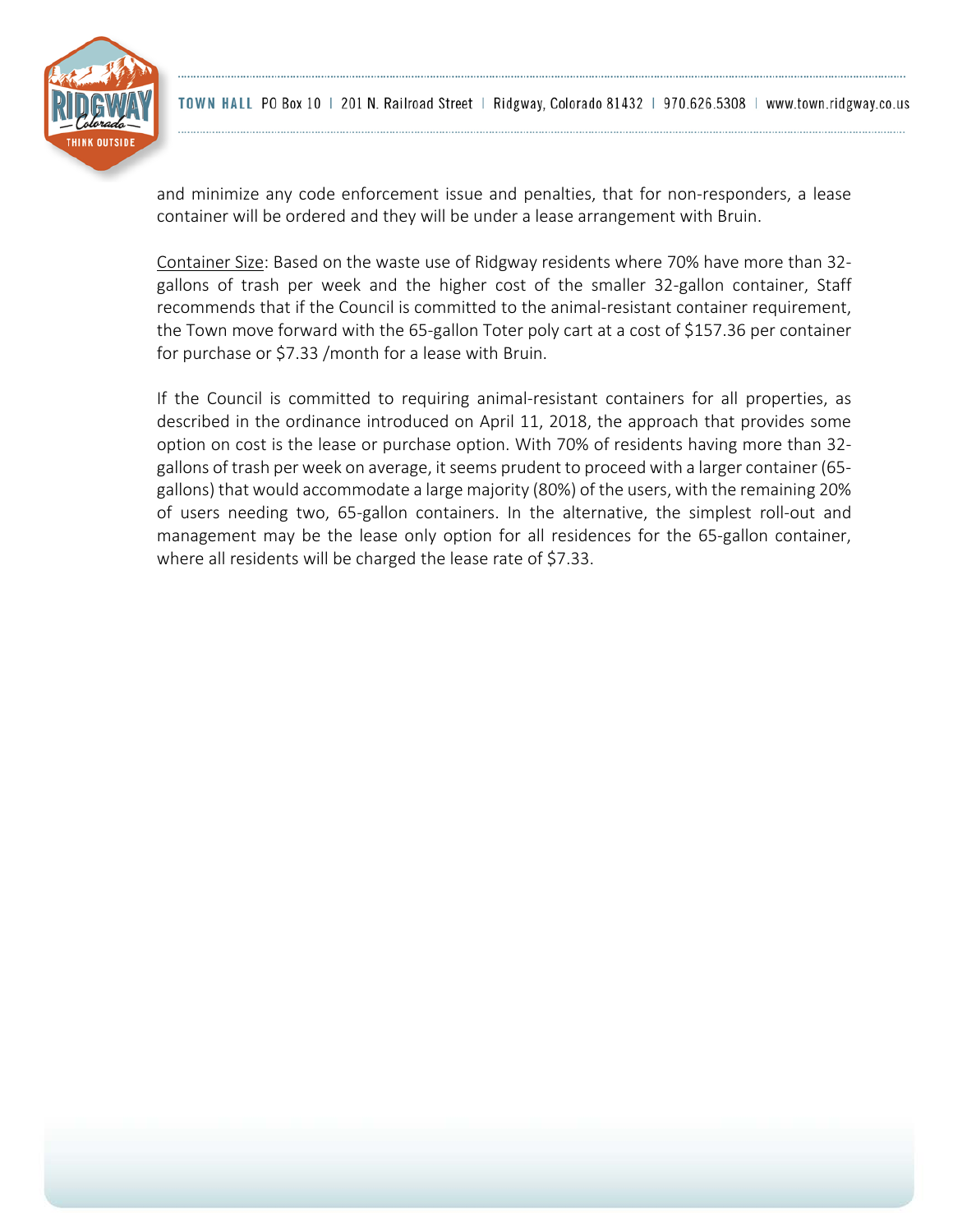and minimize any code enforcement issue and penalties, that for non-responders, a lease container will be ordered and they will be under a lease arrangement with Bruin.

<u>Container Size</u>: Based on the waste use of Ridgway residents where 70% have more than 32-gallons of trash per week and the higher cost of the smaller 32-gallon container, Staff recommends that if the Council is committed to the animal-resistant container requirement, the Town move forward with the 65-gallon Toter poly cart at a cost of $157.36 per container for purchase or $7.33 /month for a lease with Bruin.

If the Council is committed to requiring animal-resistant containers for all properties, as described in the ordinance introduced on April 11, 2018, the approach that provides some option on cost is the lease or purchase option. With 70% of residents having more than 32-gallons of trash per week on average, it seems prudent to proceed with a larger container (65-gallons) that would accommodate a large majority (80%) of the users, with the remaining 20% of users needing two, 65-gallon containers. In the alternative, the simplest roll-out and management may be the lease only option for all residences for the 65-gallon container, where all residents will be charged the lease rate of $7.33.